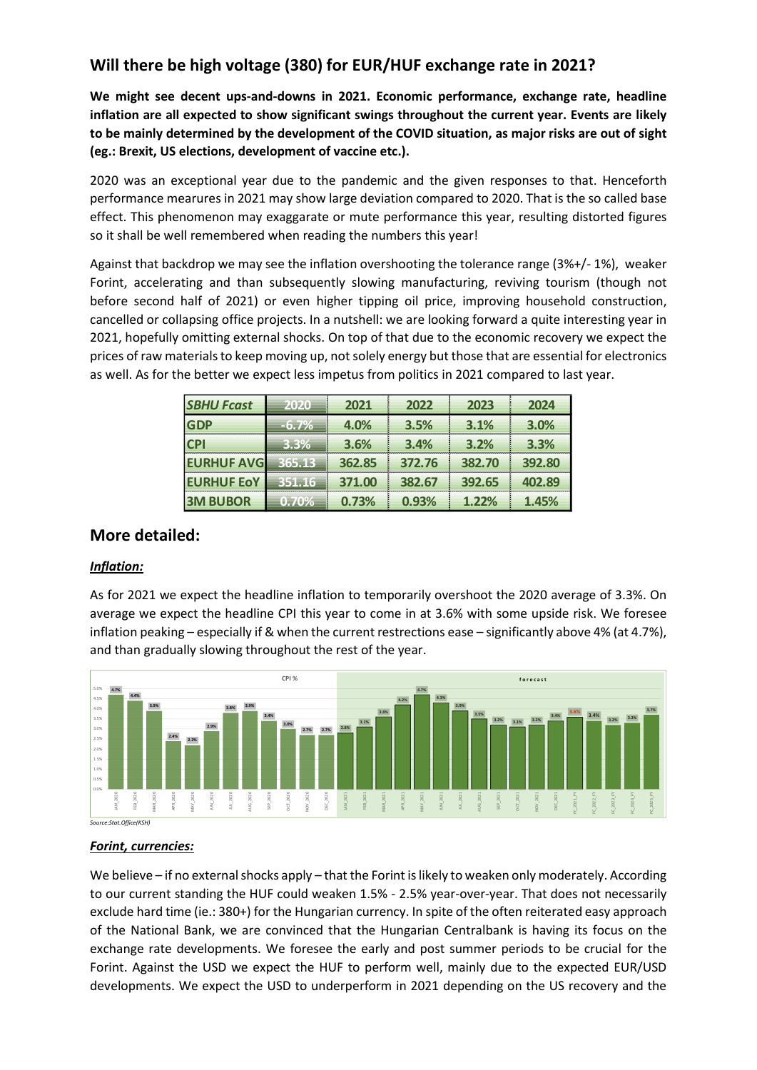## Will there be high voltage (380) for EUR/HUF exchange rate in 2021?

**We might see decent ups-and-downs in 2021. Economic performance, exchange rate, headline inflation are all expected to show significant swings throughout the current year. Events are likely to be mainly determined by the development of the COVID situation, as major risks are out of sight (eg.: Brexit, US elections, development of vaccine etc.).**

2020 was an exceptional year due to the pandemic and the given responses to that. Henceforth performance mearures in 2021 may show large deviation compared to 2020. That is the so called base effect. This phenomenon may exaggarate or mute performance this year, resulting distorted figures so it shall be well remembered when reading the numbers this year!

Against that backdrop we may see the inflation overshooting the tolerance range (3%+/- 1%), weaker Forint, accelerating and than subsequently slowing manufacturing, reviving tourism (though not before second half of 2021) or even higher tipping oil price, improving household construction, cancelled or collapsing office projects. In a nutshell: we are looking forward a quite interesting year in 2021, hopefully omitting external shocks. On top of that due to the economic recovery we expect the prices of raw materials to keep moving up, not solely energy but those that are essential for electronics as well. As for the better we expect less impetus from politics in 2021 compared to last year.

| *SBHU Fcast* | 2020 | 2021 | 2022 | 2023 | 2024 |
|---|---|---|---|---|---|
| GDP | -6.7% | 4.0% | 3.5% | 3.1% | 3.0% |
| CPI | 3.3% | 3.6% | 3.4% | 3.2% | 3.3% |
| EURHUF AVG | 365.13 | 362.85 | 372.76 | 382.70 | 392.80 |
| EURHUF EoY | 351.16 | 371.00 | 382.67 | 392.65 | 402.89 |
| 3M BUBOR | 0.70% | 0.73% | 0.93% | 1.22% | 1.45% |

## More detailed:

### *Inflation:*

As for 2021 we expect the headline inflation to temporarily overshoot the 2020 average of 3.3%. On average we expect the headline CPI this year to come in at 3.6% with some upside risk. We foresee inflation peaking – especially if & when the current restrections ease – significantly above 4% (at 4.7%), and than gradually slowing throughout the rest of the year.

*Source:Stat.Office(KSH)*

### *Forint, currencies:*

We believe – if no external shocks apply – that the Forint is likely to weaken only moderately. According to our current standing the HUF could weaken 1.5% - 2.5% year-over-year. That does not necessarily exclude hard time (ie.: 380+) for the Hungarian currency. In spite of the often reiterated easy approach of the National Bank, we are convinced that the Hungarian Centralbank is having its focus on the exchange rate developments. We foresee the early and post summer periods to be crucial for the Forint. Against the USD we expect the HUF to perform well, mainly due to the expected EUR/USD developments. We expect the USD to underperform in 2021 depending on the US recovery and the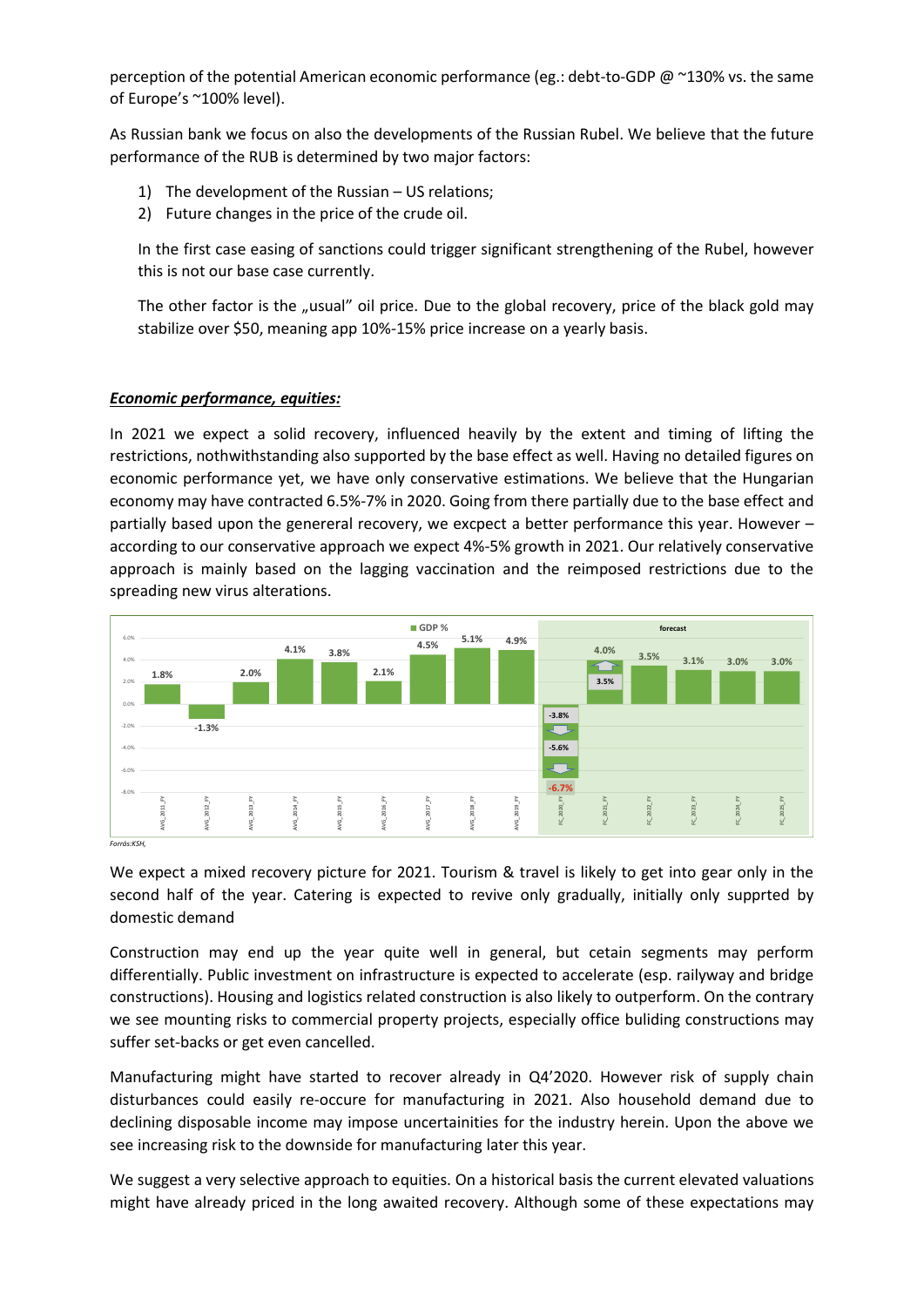perception of the potential American economic performance (eg.: debt-to-GDP @ ~130% vs. the same of Europe's ~100% level).

As Russian bank we focus on also the developments of the Russian Rubel. We believe that the future performance of the RUB is determined by two major factors:

1) The development of the Russian – US relations;
2) Future changes in the price of the crude oil.

In the first case easing of sanctions could trigger significant strengthening of the Rubel, however this is not our base case currently.

The other factor is the „usual" oil price. Due to the global recovery, price of the black gold may stabilize over $50, meaning app 10%-15% price increase on a yearly basis.

***Economic performance, equities:***

In 2021 we expect a solid recovery, influenced heavily by the extent and timing of lifting the restrictions, nothwithstanding also supported by the base effect as well. Having no detailed figures on economic performance yet, we have only conservative estimations. We believe that the Hungarian economy may have contracted 6.5%-7% in 2020. Going from there partially due to the base effect and partially based upon the genereral recovery, we excpect a better performance this year. However – according to our conservative approach we expect 4%-5% growth in 2021. Our relatively conservative approach is mainly based on the lagging vaccination and the reimposed restrictions due to the spreading new virus alterations.

*Forrás:KSH,*

We expect a mixed recovery picture for 2021. Tourism & travel is likely to get into gear only in the second half of the year. Catering is expected to revive only gradually, initially only supprted by domestic demand

Construction may end up the year quite well in general, but cetain segments may perform differentially. Public investment on infrastructure is expected to accelerate (esp. railyway and bridge constructions). Housing and logistics related construction is also likely to outperform. On the contrary we see mounting risks to commercial property projects, especially office buliding constructions may suffer set-backs or get even cancelled.

Manufacturing might have started to recover already in Q4'2020. However risk of supply chain disturbances could easily re-occure for manufacturing in 2021. Also household demand due to declining disposable income may impose uncertainities for the industry herein. Upon the above we see increasing risk to the downside for manufacturing later this year.

We suggest a very selective approach to equities. On a historical basis the current elevated valuations might have already priced in the long awaited recovery. Although some of these expectations may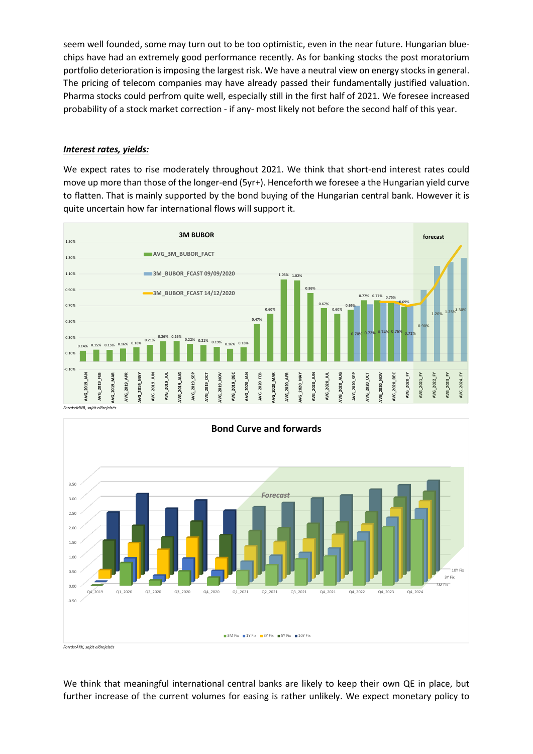seem well founded, some may turn out to be too optimistic, even in the near future. Hungarian blue-chips have had an extremely good performance recently. As for banking stocks the post moratorium portfolio deterioration is imposing the largest risk. We have a neutral view on energy stocks in general. The pricing of telecom companies may have already passed their fundamentally justified valuation. Pharma stocks could perfrom quite well, especially still in the first half of 2021. We foresee increased probability of a stock market correction - if any- most likely not before the second half of this year.

***Interest rates, yields:***

We expect rates to rise moderately throughout 2021. We think that short-end interest rates could move up more than those of the longer-end (5yr+). Henceforth we foresee a the Hungarian yield curve to flatten. That is mainly supported by the bond buying of the Hungarian central bank. However it is quite uncertain how far international flows will support it.

*Forrás:MNB, saját előrejelzés*

*Forrás:ÁKK, saját előrejelzés*

We think that meaningful international central banks are likely to keep their own QE in place, but further increase of the current volumes for easing is rather unlikely. We expect monetary policy to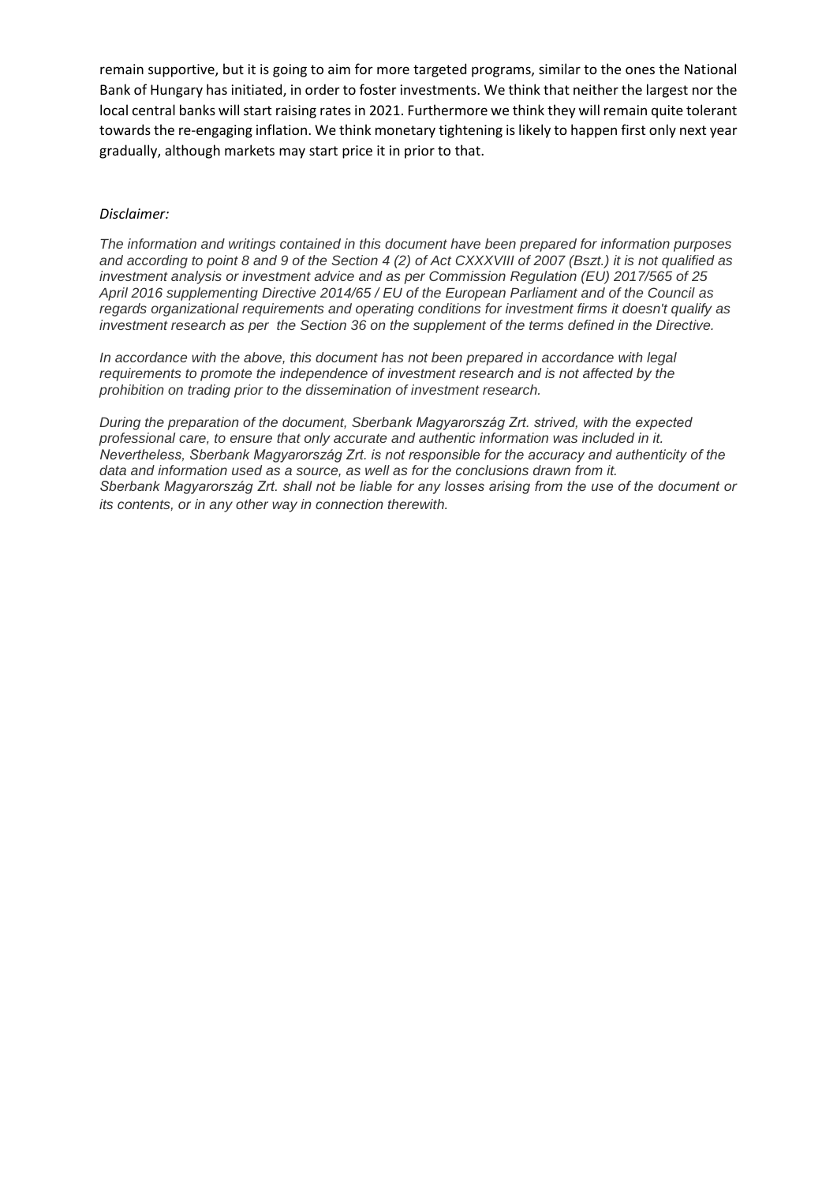remain supportive, but it is going to aim for more targeted programs, similar to the ones the National Bank of Hungary has initiated, in order to foster investments. We think that neither the largest nor the local central banks will start raising rates in 2021. Furthermore we think they will remain quite tolerant towards the re-engaging inflation. We think monetary tightening is likely to happen first only next year gradually, although markets may start price it in prior to that.

*Disclaimer:*

*The information and writings contained in this document have been prepared for information purposes and according to point 8 and 9 of the Section 4 (2) of Act CXXXVIII of 2007 (Bszt.) it is not qualified as investment analysis or investment advice and as per Commission Regulation (EU) 2017/565 of 25 April 2016 supplementing Directive 2014/65 / EU of the European Parliament and of the Council as regards organizational requirements and operating conditions for investment firms it doesn't qualify as investment research as per the Section 36 on the supplement of the terms defined in the Directive.*

*In accordance with the above, this document has not been prepared in accordance with legal requirements to promote the independence of investment research and is not affected by the prohibition on trading prior to the dissemination of investment research.*

*During the preparation of the document, Sberbank Magyarország Zrt. strived, with the expected professional care, to ensure that only accurate and authentic information was included in it. Nevertheless, Sberbank Magyarország Zrt. is not responsible for the accuracy and authenticity of the data and information used as a source, as well as for the conclusions drawn from it. Sberbank Magyarország Zrt. shall not be liable for any losses arising from the use of the document or its contents, or in any other way in connection therewith.*